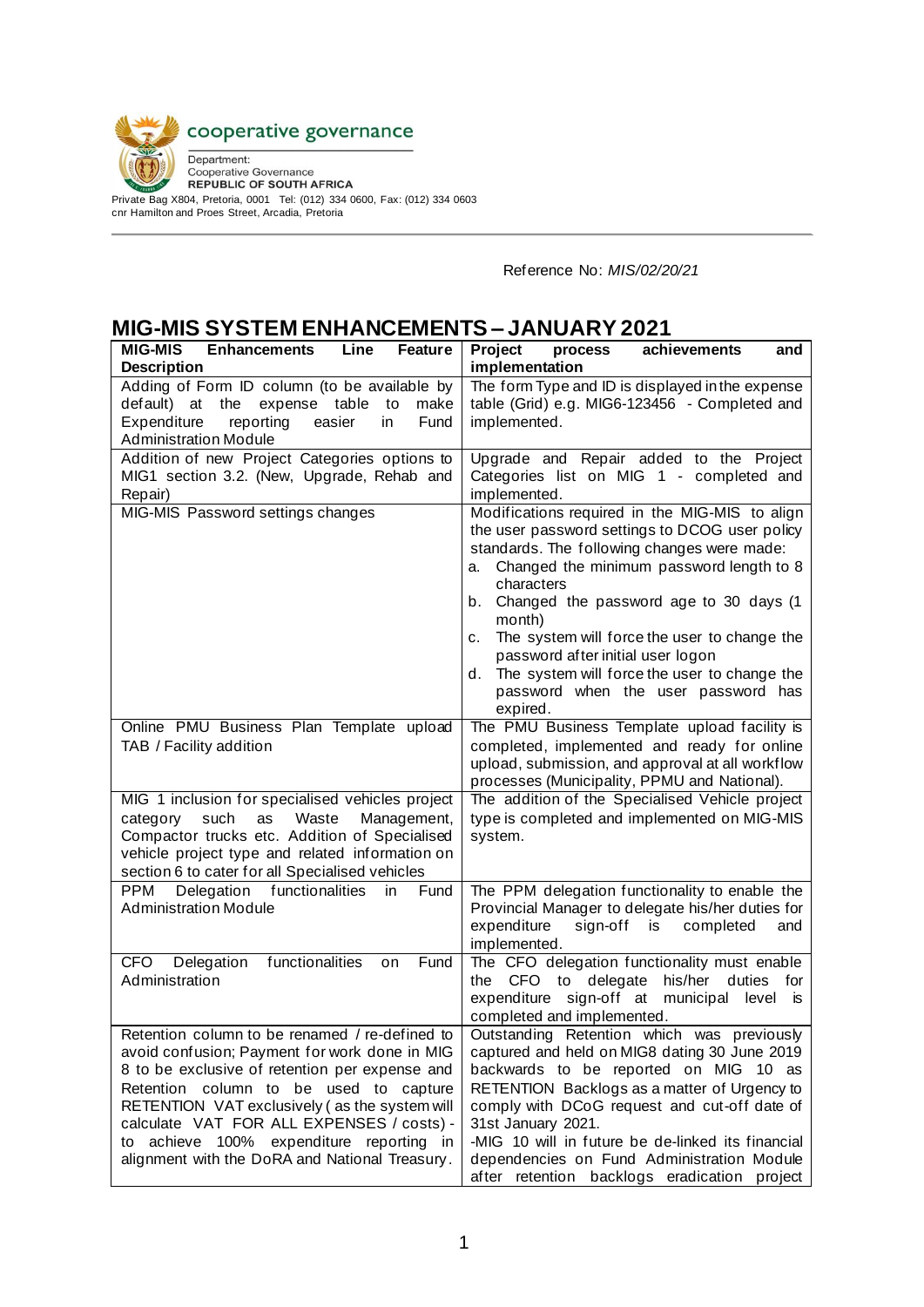cooperative governance

Department:
Cooperative Governance
**REPUBLIC OF SOUTH AFRICA**

Private Bag X804, Pretoria, 0001 Tel: (012) 334 0600, Fax: (012) 334 0603
cnr Hamilton and Proes Street, Arcadia, Pretoria

Reference No: *MIS/02/20/21*

## MIG-MIS SYSTEM ENHANCEMENTS – JANUARY 2021

| **MIG-MIS Enhancements Line Feature Description** | **Project process achievements and implementation** |
| --- | --- |
| Adding of Form ID column (to be available by default) at the expense table to make Expenditure reporting easier in Fund Administration Module | The form Type and ID is displayed in the expense table (Grid) e.g. MIG6-123456 - Completed and implemented. |
| Addition of new Project Categories options to MIG1 section 3.2. (New, Upgrade, Rehab and Repair) | Upgrade and Repair added to the Project Categories list on MIG 1 - completed and implemented. |
| MIG-MIS Password settings changes | Modifications required in the MIG-MIS to align the user password settings to DCOG user policy standards. The following changes were made:<br>a. Changed the minimum password length to 8 characters<br>b. Changed the password age to 30 days (1 month)<br>c. The system will force the user to change the password after initial user logon<br>d. The system will force the user to change the password when the user password has expired. |
| Online PMU Business Plan Template upload TAB / Facility addition | The PMU Business Template upload facility is completed, implemented and ready for online upload, submission, and approval at all workflow processes (Municipality, PPMU and National). |
| MIG 1 inclusion for specialised vehicles project category such as Waste Management, Compactor trucks etc. Addition of Specialised vehicle project type and related information on section 6 to cater for all Specialised vehicles | The addition of the Specialised Vehicle project type is completed and implemented on MIG-MIS system. |
| PPM Delegation functionalities in Fund Administration Module | The PPM delegation functionality to enable the Provincial Manager to delegate his/her duties for expenditure sign-off is completed and implemented. |
| CFO Delegation functionalities on Fund Administration | The CFO delegation functionality must enable the CFO to delegate his/her duties for expenditure sign-off at municipal level is completed and implemented. |
| Retention column to be renamed / re-defined to avoid confusion; Payment for work done in MIG 8 to be exclusive of retention per expense and Retention column to be used to capture RETENTION VAT exclusively ( as the system will calculate VAT FOR ALL EXPENSES / costs) - to achieve 100% expenditure reporting in alignment with the DoRA and National Treasury. | Outstanding Retention which was previously captured and held on MIG8 dating 30 June 2019 backwards to be reported on MIG 10 as RETENTION Backlogs as a matter of Urgency to comply with DCoG request and cut-off date of 31st January 2021.<br>-MIG 10 will in future be de-linked its financial dependencies on Fund Administration Module after retention backlogs eradication project |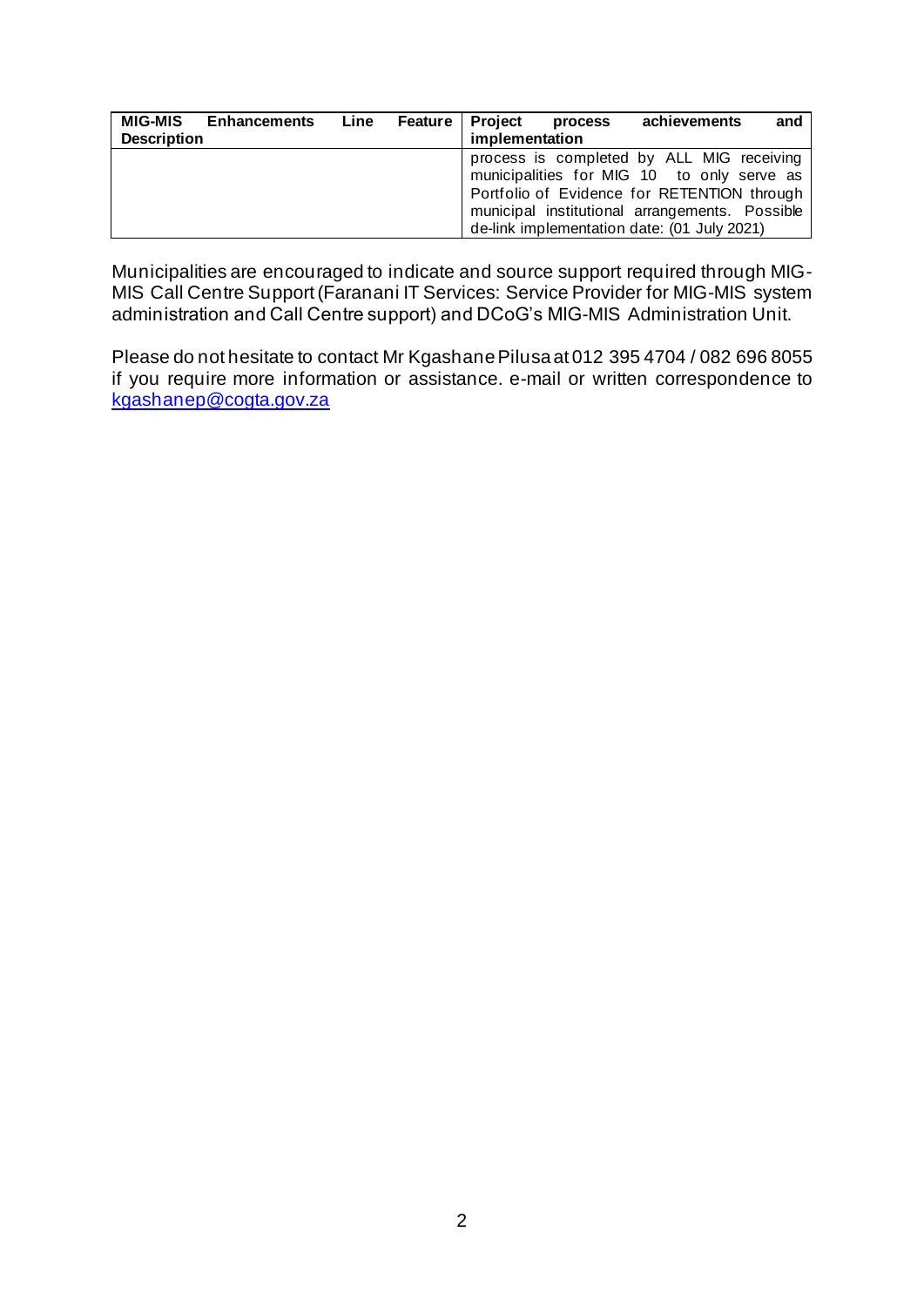| MIG-MIS Enhancements Line Feature Description | Project process achievements and implementation |
|---|---|
| | process is completed by ALL MIG receiving municipalities for MIG 10 to only serve as Portfolio of Evidence for RETENTION through municipal institutional arrangements. Possible de-link implementation date: (01 July 2021) |

Municipalities are encouraged to indicate and source support required through MIG-MIS Call Centre Support (Faranani IT Services: Service Provider for MIG-MIS system administration and Call Centre support) and DCoG's MIG-MIS Administration Unit.

Please do not hesitate to contact Mr Kgashane Pilusa at 012 395 4704 / 082 696 8055 if you require more information or assistance. e-mail or written correspondence to kgashanep@cogta.gov.za